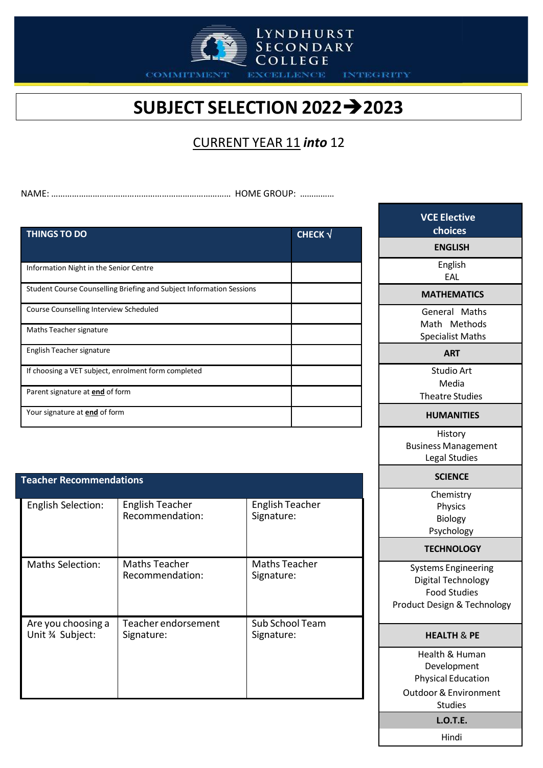LYNDHURST SECONDARY COLLEGE

COMMITMENT EXCELLENCE INTEGRITY

# SUBJECT SELECTION 2022➔2023

## CURRENT YEAR 11 *into* 12

NAME: ………………………………………………………………… HOME GROUP: ……………

| THINGS TO DO | CHECK √ |
|---|---|
| Information Night in the Senior Centre | |
| Student Course Counselling Briefing and Subject Information Sessions | |
| Course Counselling Interview Scheduled | |
| Maths Teacher signature | |
| English Teacher signature | |
| If choosing a VET subject, enrolment form completed | |
| Parent signature at **end** of form | |
| Your signature at **end** of form | |

| Teacher Recommendations | | |
|---|---|---|
| English Selection: | English Teacher Recommendation: | English Teacher Signature: |
| Maths Selection: | Maths Teacher Recommendation: | Maths Teacher Signature: |
| Are you choosing a Unit ¾ Subject: | Teacher endorsement Signature: | Sub School Team Signature: |

| VCE Elective choices |
|---|
| **ENGLISH** |
| English<br>EAL |
| **MATHEMATICS** |
| General Maths<br>Math Methods<br>Specialist Maths |
| **ART** |
| Studio Art<br>Media<br>Theatre Studies |
| **HUMANITIES** |
| History<br>Business Management<br>Legal Studies |
| **SCIENCE** |
| Chemistry<br>Physics<br>Biology<br>Psychology |
| **TECHNOLOGY** |
| Systems Engineering<br>Digital Technology<br>Food Studies<br>Product Design & Technology |
| **HEALTH & PE** |
| Health & Human Development<br>Physical Education<br>Outdoor & Environment Studies |
| **L.O.T.E.** |
| Hindi |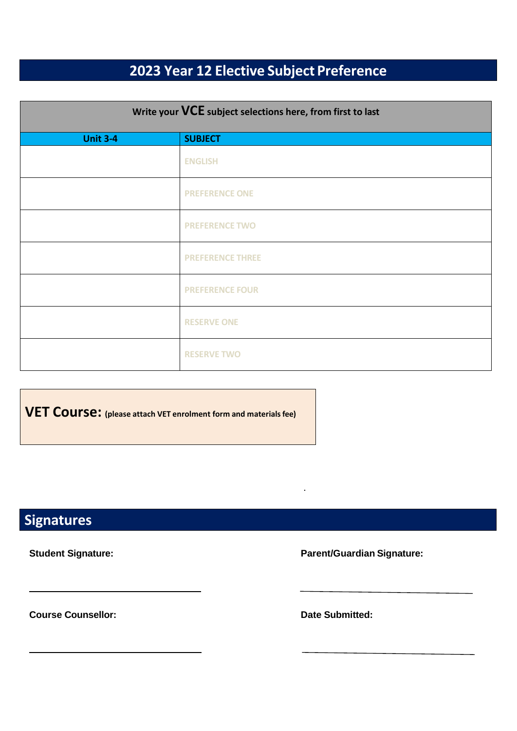# 2023 Year 12 Elective Subject Preference

| Write your **VCE** subject selections here, from first to last | |
|---|---|
| **Unit 3-4** | **SUBJECT** |
| | ENGLISH |
| | PREFERENCE ONE |
| | PREFERENCE TWO |
| | PREFERENCE THREE |
| | PREFERENCE FOUR |
| | RESERVE ONE |
| | RESERVE TWO |

**VET Course:** **(please attach VET enrolment form and materials fee)**

## Signatures

**Student Signature:**

______________________________

**Parent/Guardian Signature:**

______________________________

**Course Counsellor:**

______________________________

**Date Submitted:**

______________________________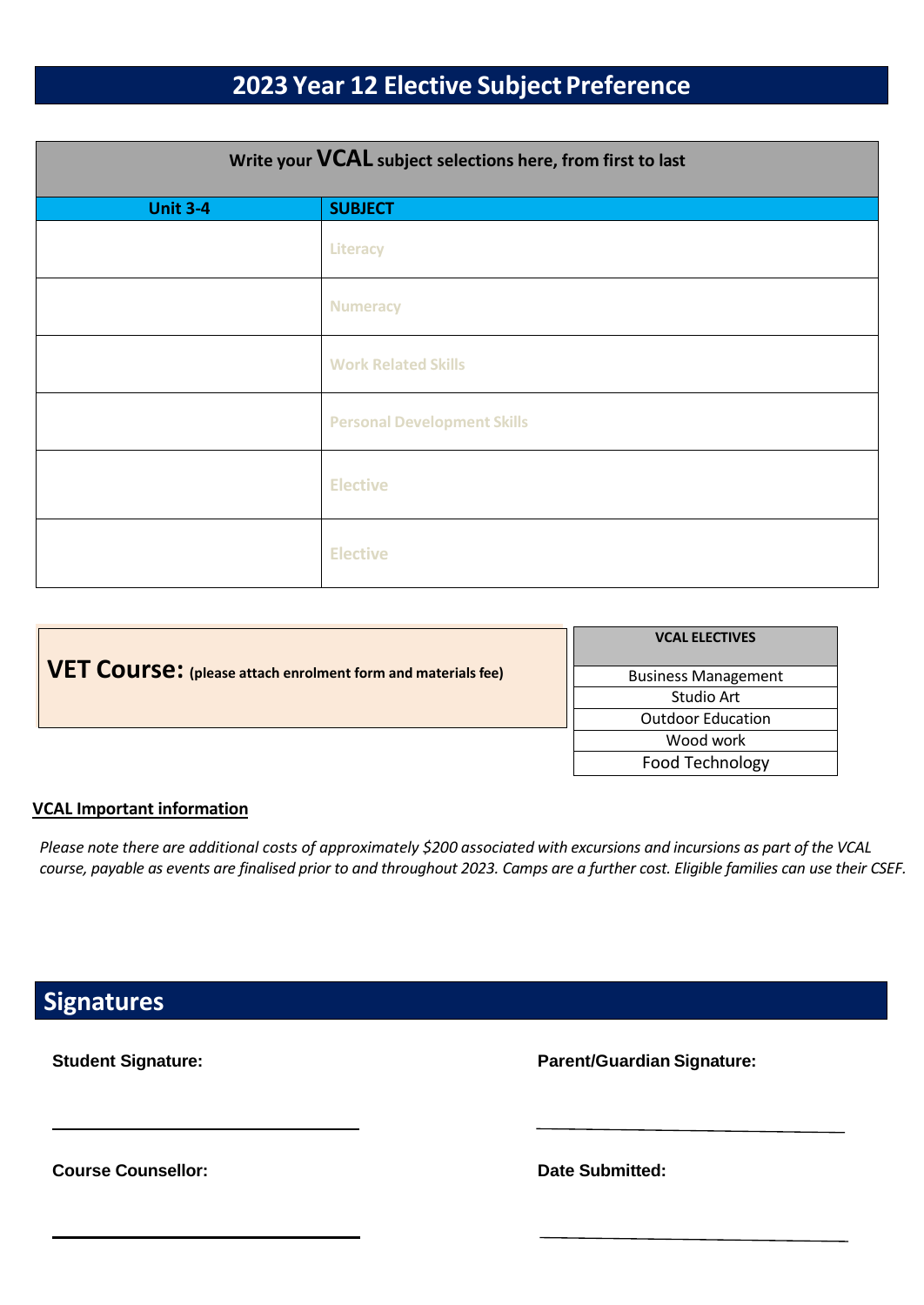# 2023 Year 12 Elective Subject Preference

| Write your VCAL subject selections here, from first to last | |
|---|---|
| **Unit 3-4** | **SUBJECT** |
| | Literacy |
| | Numeracy |
| | Work Related Skills |
| | Personal Development Skills |
| | Elective |
| | Elective |

**VET Course:** **(please attach enrolment form and materials fee)**

| VCAL ELECTIVES |
|---|
| Business Management |
| Studio Art |
| Outdoor Education |
| Wood work |
| Food Technology |

**VCAL Important information**

*Please note there are additional costs of approximately $200 associated with excursions and incursions as part of the VCAL course, payable as events are finalised prior to and throughout 2023. Camps are a further cost. Eligible families can use their CSEF.*

## Signatures

**Student Signature:** ______________________

**Parent/Guardian Signature:** ______________________

**Course Counsellor:** ______________________

**Date Submitted:** ______________________